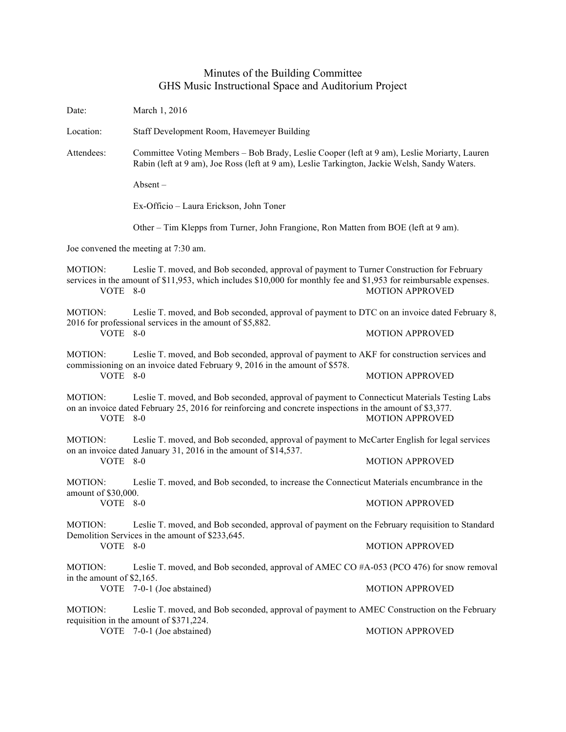# Minutes of the Building Committee
## GHS Music Instructional Space and Auditorium Project

Date: March 1, 2016

Location: Staff Development Room, Havemeyer Building

Attendees: Committee Voting Members – Bob Brady, Leslie Cooper (left at 9 am), Leslie Moriarty, Lauren Rabin (left at 9 am), Joe Ross (left at 9 am), Leslie Tarkington, Jackie Welsh, Sandy Waters.

Absent –

Ex-Officio – Laura Erickson, John Toner

Other – Tim Klepps from Turner, John Frangione, Ron Matten from BOE (left at 9 am).

Joe convened the meeting at 7:30 am.

MOTION: Leslie T. moved, and Bob seconded, approval of payment to Turner Construction for February services in the amount of $11,953, which includes $10,000 for monthly fee and $1,953 for reimbursable expenses.
VOTE 8-0 MOTION APPROVED

MOTION: Leslie T. moved, and Bob seconded, approval of payment to DTC on an invoice dated February 8, 2016 for professional services in the amount of $5,882.
VOTE 8-0 MOTION APPROVED

MOTION: Leslie T. moved, and Bob seconded, approval of payment to AKF for construction services and commissioning on an invoice dated February 9, 2016 in the amount of $578.
VOTE 8-0 MOTION APPROVED

MOTION: Leslie T. moved, and Bob seconded, approval of payment to Connecticut Materials Testing Labs on an invoice dated February 25, 2016 for reinforcing and concrete inspections in the amount of $3,377.
VOTE 8-0 MOTION APPROVED

MOTION: Leslie T. moved, and Bob seconded, approval of payment to McCarter English for legal services on an invoice dated January 31, 2016 in the amount of $14,537.
VOTE 8-0 MOTION APPROVED

MOTION: Leslie T. moved, and Bob seconded, to increase the Connecticut Materials encumbrance in the amount of $30,000.
VOTE 8-0 MOTION APPROVED

MOTION: Leslie T. moved, and Bob seconded, approval of payment on the February requisition to Standard Demolition Services in the amount of $233,645.
VOTE 8-0 MOTION APPROVED

MOTION: Leslie T. moved, and Bob seconded, approval of AMEC CO #A-053 (PCO 476) for snow removal in the amount of $2,165.
VOTE 7-0-1 (Joe abstained) MOTION APPROVED

MOTION: Leslie T. moved, and Bob seconded, approval of payment to AMEC Construction on the February requisition in the amount of $371,224.
VOTE 7-0-1 (Joe abstained) MOTION APPROVED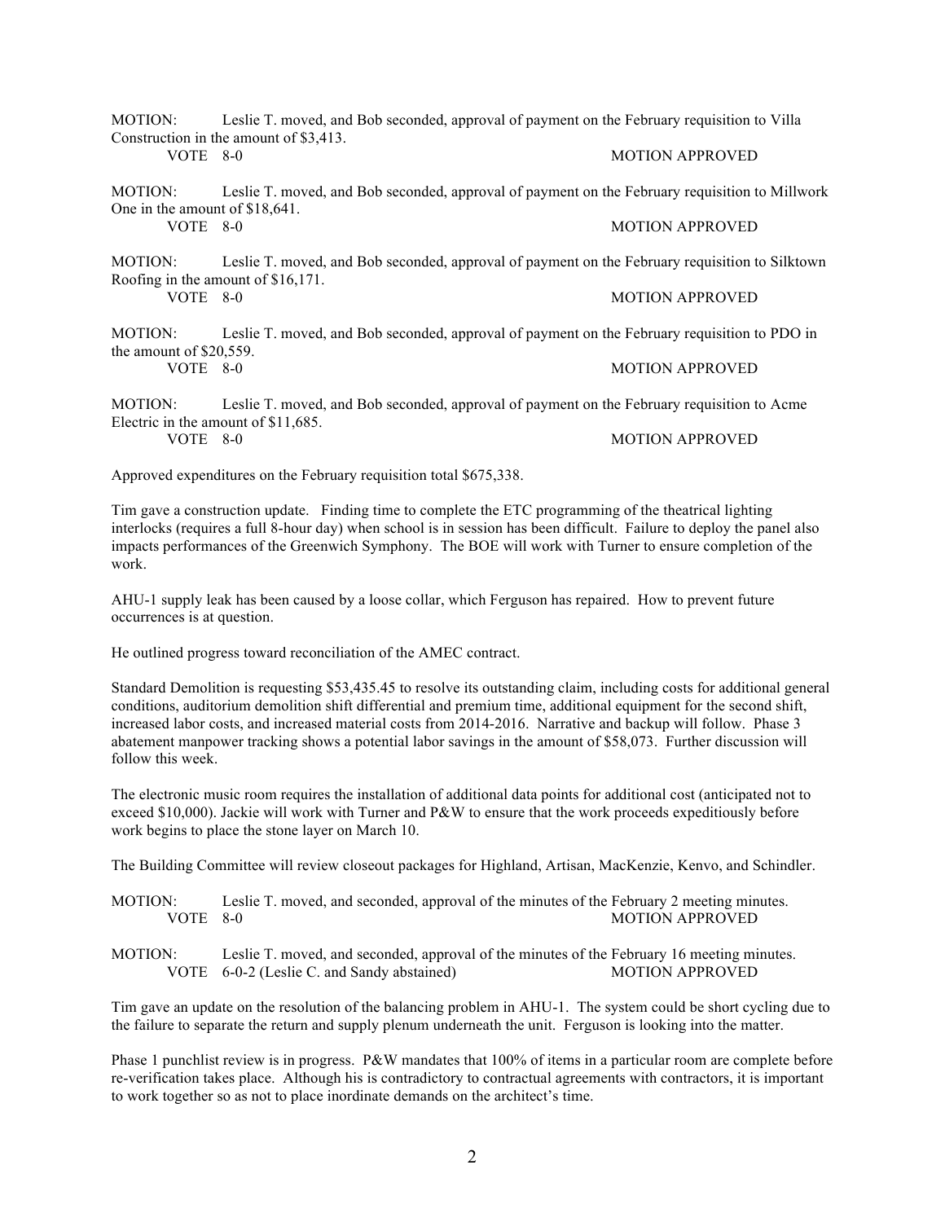MOTION: Leslie T. moved, and Bob seconded, approval of payment on the February requisition to Villa Construction in the amount of $3,413.

VOTE 8-0 MOTION APPROVED

MOTION: Leslie T. moved, and Bob seconded, approval of payment on the February requisition to Millwork One in the amount of $18,641.

VOTE 8-0 MOTION APPROVED

MOTION: Leslie T. moved, and Bob seconded, approval of payment on the February requisition to Silktown Roofing in the amount of $16,171.

VOTE 8-0 MOTION APPROVED

MOTION: Leslie T. moved, and Bob seconded, approval of payment on the February requisition to PDO in the amount of $20,559.

VOTE 8-0 MOTION APPROVED

MOTION: Leslie T. moved, and Bob seconded, approval of payment on the February requisition to Acme Electric in the amount of $11,685.

VOTE 8-0 MOTION APPROVED

Approved expenditures on the February requisition total $675,338.

Tim gave a construction update. Finding time to complete the ETC programming of the theatrical lighting interlocks (requires a full 8-hour day) when school is in session has been difficult. Failure to deploy the panel also impacts performances of the Greenwich Symphony. The BOE will work with Turner to ensure completion of the work.

AHU-1 supply leak has been caused by a loose collar, which Ferguson has repaired. How to prevent future occurrences is at question.

He outlined progress toward reconciliation of the AMEC contract.

Standard Demolition is requesting $53,435.45 to resolve its outstanding claim, including costs for additional general conditions, auditorium demolition shift differential and premium time, additional equipment for the second shift, increased labor costs, and increased material costs from 2014-2016. Narrative and backup will follow. Phase 3 abatement manpower tracking shows a potential labor savings in the amount of $58,073. Further discussion will follow this week.

The electronic music room requires the installation of additional data points for additional cost (anticipated not to exceed $10,000). Jackie will work with Turner and P&W to ensure that the work proceeds expeditiously before work begins to place the stone layer on March 10.

The Building Committee will review closeout packages for Highland, Artisan, MacKenzie, Kenvo, and Schindler.

MOTION: Leslie T. moved, and seconded, approval of the minutes of the February 2 meeting minutes.

VOTE 8-0 MOTION APPROVED

MOTION: Leslie T. moved, and seconded, approval of the minutes of the February 16 meeting minutes.

VOTE 6-0-2 (Leslie C. and Sandy abstained) MOTION APPROVED

Tim gave an update on the resolution of the balancing problem in AHU-1. The system could be short cycling due to the failure to separate the return and supply plenum underneath the unit. Ferguson is looking into the matter.

Phase 1 punchlist review is in progress. P&W mandates that 100% of items in a particular room are complete before re-verification takes place. Although his is contradictory to contractual agreements with contractors, it is important to work together so as not to place inordinate demands on the architect's time.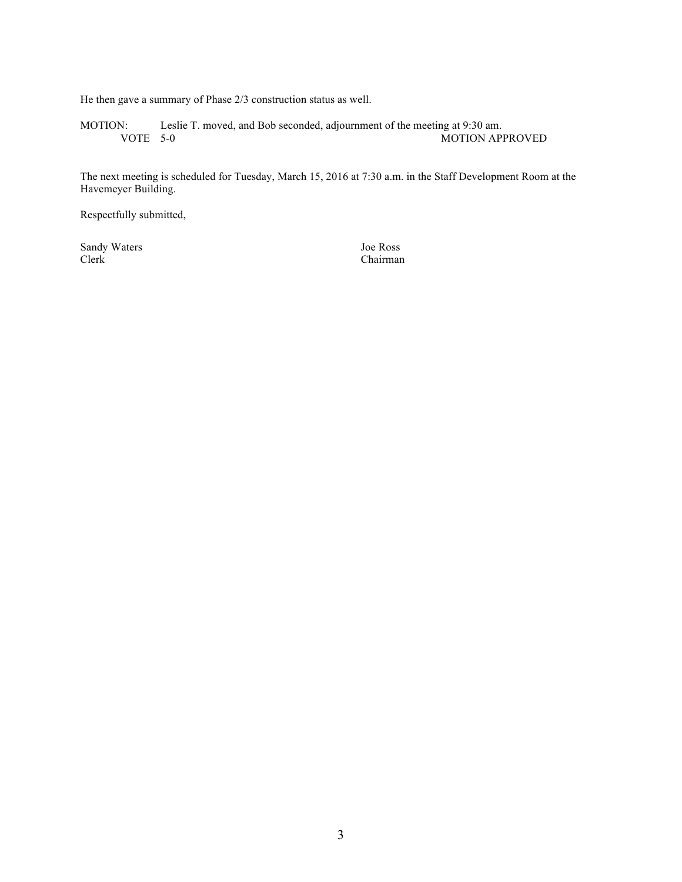He then gave a summary of Phase 2/3 construction status as well.

MOTION: Leslie T. moved, and Bob seconded, adjournment of the meeting at 9:30 am.
VOTE 5-0 MOTION APPROVED

The next meeting is scheduled for Tuesday, March 15, 2016 at 7:30 a.m. in the Staff Development Room at the Havemeyer Building.

Respectfully submitted,

Sandy Waters
Clerk

Joe Ross
Chairman